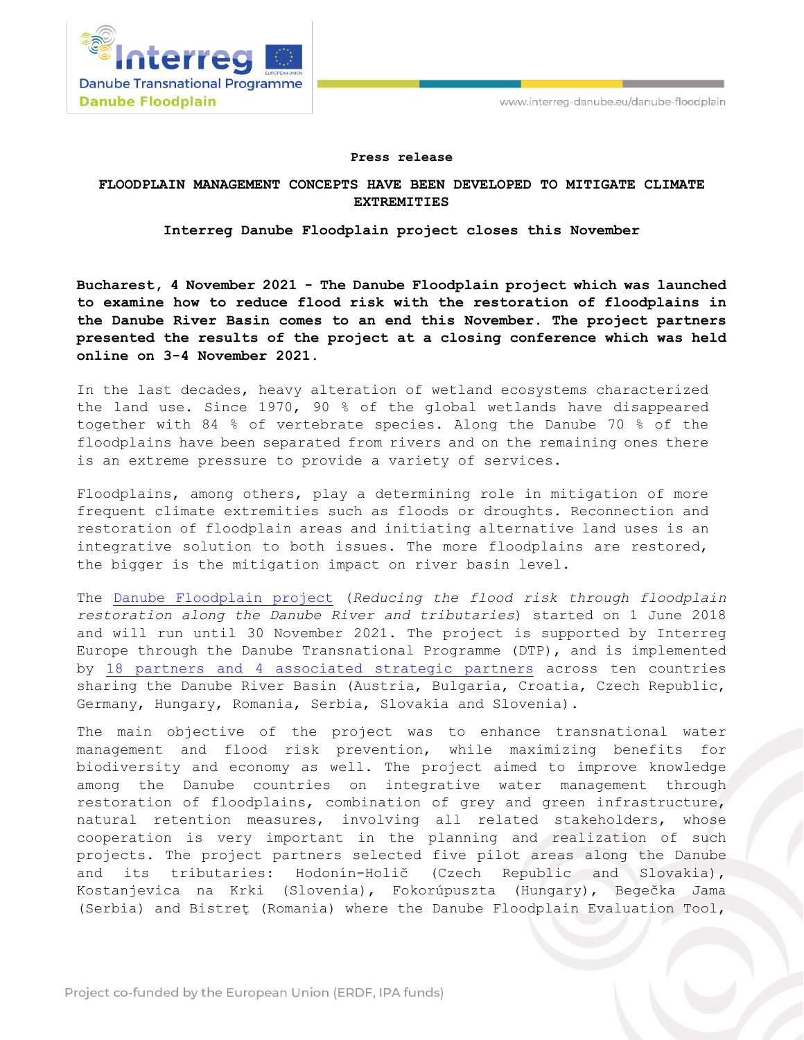**Press release**

# FLOODPLAIN MANAGEMENT CONCEPTS HAVE BEEN DEVELOPED TO MITIGATE CLIMATE EXTREMITIES

## Interreg Danube Floodplain project closes this November

**Bucharest, 4 November 2021 - The Danube Floodplain project which was launched to examine how to reduce flood risk with the restoration of floodplains in the Danube River Basin comes to an end this November. The project partners presented the results of the project at a closing conference which was held online on 3-4 November 2021.**

In the last decades, heavy alteration of wetland ecosystems characterized the land use. Since 1970, 90 % of the global wetlands have disappeared together with 84 % of vertebrate species. Along the Danube 70 % of the floodplains have been separated from rivers and on the remaining ones there is an extreme pressure to provide a variety of services.

Floodplains, among others, play a determining role in mitigation of more frequent climate extremities such as floods or droughts. Reconnection and restoration of floodplain areas and initiating alternative land uses is an integrative solution to both issues. The more floodplains are restored, the bigger is the mitigation impact on river basin level.

The Danube Floodplain project (*Reducing the flood risk through floodplain restoration along the Danube River and tributaries*) started on 1 June 2018 and will run until 30 November 2021. The project is supported by Interreg Europe through the Danube Transnational Programme (DTP), and is implemented by 18 partners and 4 associated strategic partners across ten countries sharing the Danube River Basin (Austria, Bulgaria, Croatia, Czech Republic, Germany, Hungary, Romania, Serbia, Slovakia and Slovenia).

The main objective of the project was to enhance transnational water management and flood risk prevention, while maximizing benefits for biodiversity and economy as well. The project aimed to improve knowledge among the Danube countries on integrative water management through restoration of floodplains, combination of grey and green infrastructure, natural retention measures, involving all related stakeholders, whose cooperation is very important in the planning and realization of such projects. The project partners selected five pilot areas along the Danube and its tributaries: Hodonín-Holič (Czech Republic and Slovakia), Kostanjevica na Krki (Slovenia), Fokorúpuszta (Hungary), Begečka Jama (Serbia) and Bistreţ (Romania) where the Danube Floodplain Evaluation Tool,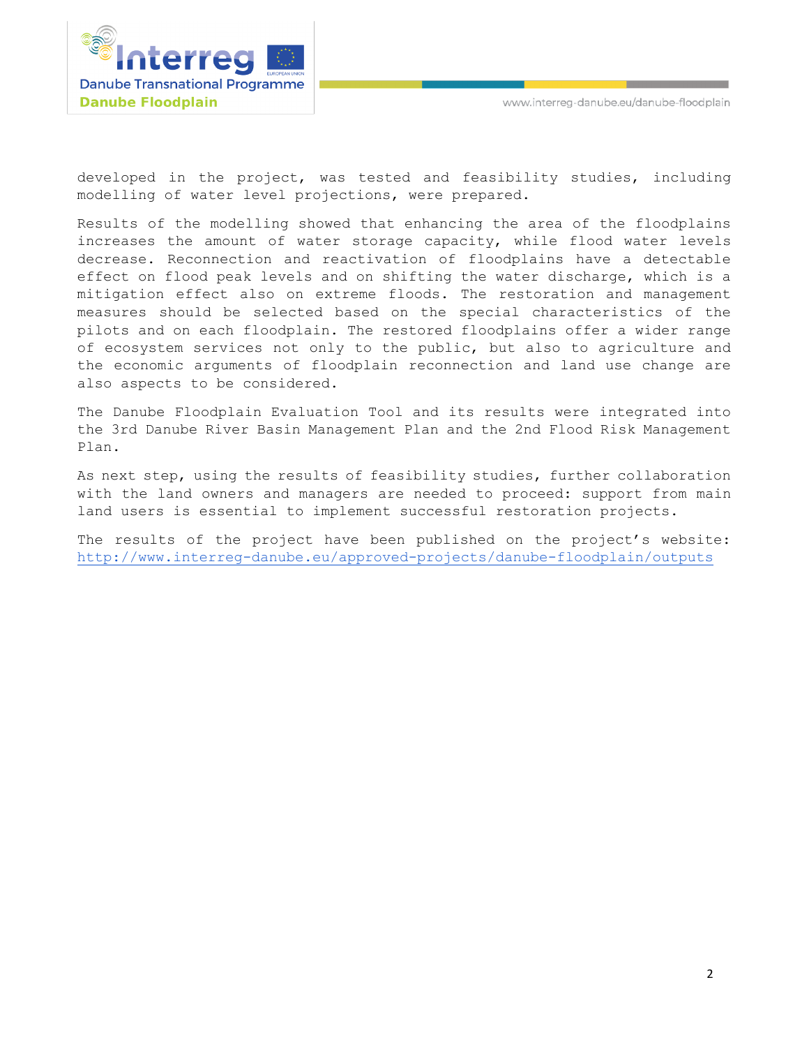developed in the project, was tested and feasibility studies, including modelling of water level projections, were prepared.

Results of the modelling showed that enhancing the area of the floodplains increases the amount of water storage capacity, while flood water levels decrease. Reconnection and reactivation of floodplains have a detectable effect on flood peak levels and on shifting the water discharge, which is a mitigation effect also on extreme floods. The restoration and management measures should be selected based on the special characteristics of the pilots and on each floodplain. The restored floodplains offer a wider range of ecosystem services not only to the public, but also to agriculture and the economic arguments of floodplain reconnection and land use change are also aspects to be considered.

The Danube Floodplain Evaluation Tool and its results were integrated into the 3rd Danube River Basin Management Plan and the 2nd Flood Risk Management Plan.

As next step, using the results of feasibility studies, further collaboration with the land owners and managers are needed to proceed: support from main land users is essential to implement successful restoration projects.

The results of the project have been published on the project's website: http://www.interreg-danube.eu/approved-projects/danube-floodplain/outputs